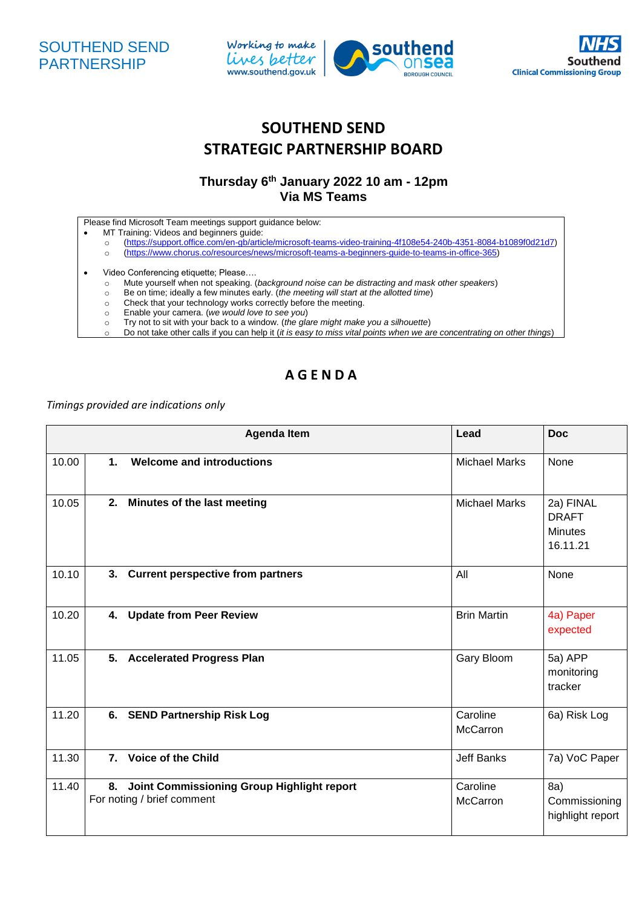SOUTHEND SEND PARTNERSHIP

Working to make lives better
www.southend.gov.uk

southend onsea BOROUGH COUNCIL

NHS Southend Clinical Commissioning Group

# SOUTHEND SEND STRATEGIC PARTNERSHIP BOARD

## Thursday 6th January 2022 10 am - 12pm
## Via MS Teams

Please find Microsoft Team meetings support guidance below:

- MT Training: Videos and beginners guide:
  - (https://support.office.com/en-gb/article/microsoft-teams-video-training-4f108e54-240b-4351-8084-b1089f0d21d7)
  - (https://www.chorus.co/resources/news/microsoft-teams-a-beginners-guide-to-teams-in-office-365)
- Video Conferencing etiquette; Please….
  - Mute yourself when not speaking. (*background noise can be distracting and mask other speakers*)
  - Be on time; ideally a few minutes early. (*the meeting will start at the allotted time*)
  - Check that your technology works correctly before the meeting.
  - Enable your camera. (*we would love to see you*)
  - Try not to sit with your back to a window. (*the glare might make you a silhouette*)
  - Do not take other calls if you can help it (*it is easy to miss vital points when we are concentrating on other things*)

## A G E N D A

*Timings provided are indications only*

| | Agenda Item | Lead | Doc |
|---|---|---|---|
| 10.00 | **1. Welcome and introductions** | Michael Marks | None |
| 10.05 | **2. Minutes of the last meeting** | Michael Marks | 2a) FINAL DRAFT Minutes 16.11.21 |
| 10.10 | **3. Current perspective from partners** | All | None |
| 10.20 | **4. Update from Peer Review** | Brin Martin | 4a) Paper expected |
| 11.05 | **5. Accelerated Progress Plan** | Gary Bloom | 5a) APP monitoring tracker |
| 11.20 | **6. SEND Partnership Risk Log** | Caroline McCarron | 6a) Risk Log |
| 11.30 | **7. Voice of the Child** | Jeff Banks | 7a) VoC Paper |
| 11.40 | **8. Joint Commissioning Group Highlight report** For noting / brief comment | Caroline McCarron | 8a) Commissioning highlight report |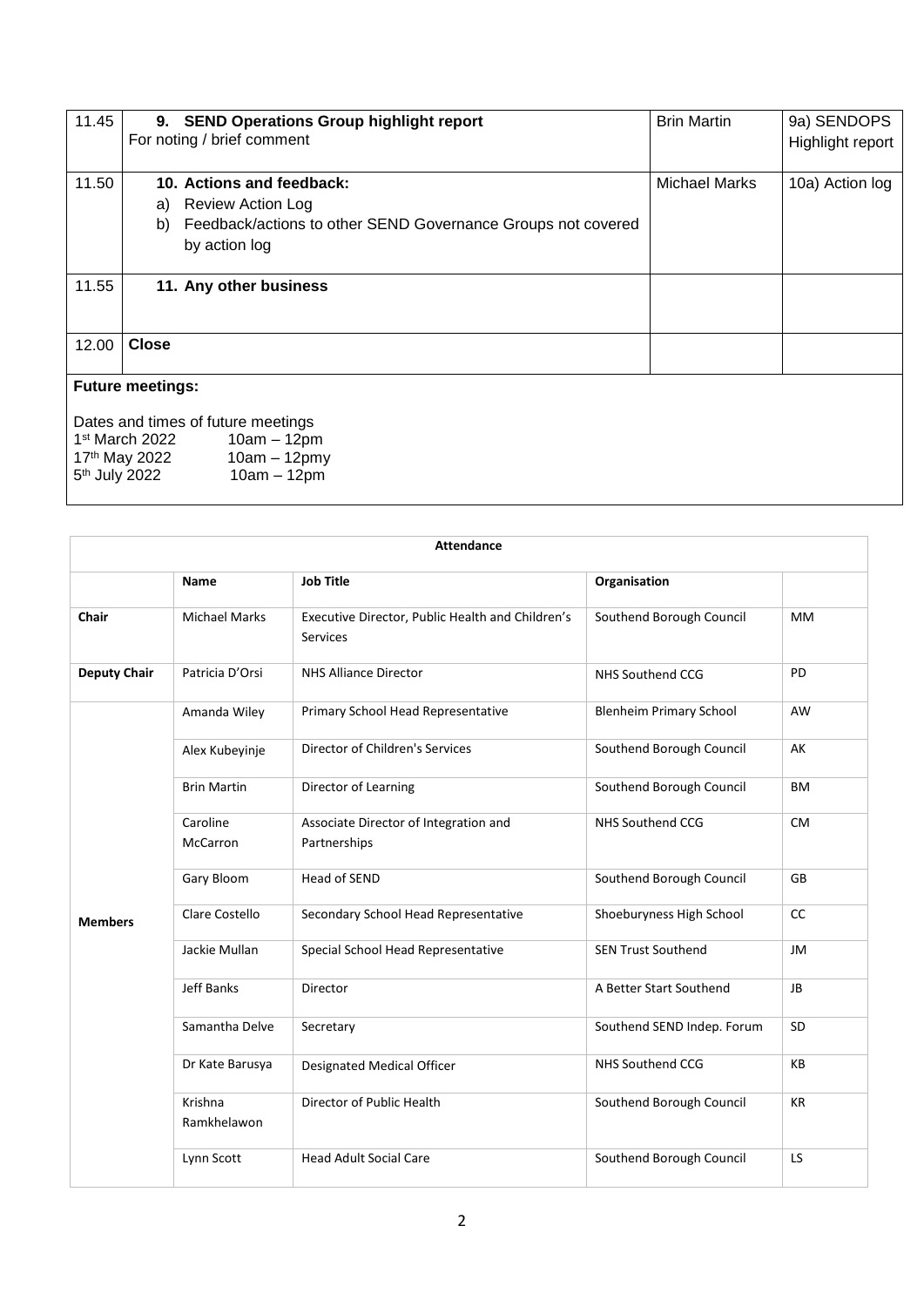| 11.45 | **9. SEND Operations Group highlight report**<br>For noting / brief comment | Brin Martin | 9a) SENDOPS Highlight report |
|---|---|---|---|
| 11.50 | **10. Actions and feedback:**<br>a) Review Action Log<br>b) Feedback/actions to other SEND Governance Groups not covered by action log | Michael Marks | 10a) Action log |
| 11.55 | **11. Any other business** | | |
| 12.00 | **Close** | | |

**Future meetings:**

Dates and times of future meetings

1st March 2022 10am – 12pm
17th May 2022 10am – 12pmy
5th July 2022 10am – 12pm

| Attendance | | | | |
|---|---|---|---|---|
| | **Name** | **Job Title** | **Organisation** | |
| **Chair** | Michael Marks | Executive Director, Public Health and Children's Services | Southend Borough Council | MM |
| **Deputy Chair** | Patricia D'Orsi | NHS Alliance Director | NHS Southend CCG | PD |
| **Members** | Amanda Wiley | Primary School Head Representative | Blenheim Primary School | AW |
| | Alex Kubeyinje | Director of Children's Services | Southend Borough Council | AK |
| | Brin Martin | Director of Learning | Southend Borough Council | BM |
| | Caroline McCarron | Associate Director of Integration and Partnerships | NHS Southend CCG | CM |
| | Gary Bloom | Head of SEND | Southend Borough Council | GB |
| | Clare Costello | Secondary School Head Representative | Shoeburyness High School | CC |
| | Jackie Mullan | Special School Head Representative | SEN Trust Southend | JM |
| | Jeff Banks | Director | A Better Start Southend | JB |
| | Samantha Delve | Secretary | Southend SEND Indep. Forum | SD |
| | Dr Kate Barusya | Designated Medical Officer | NHS Southend CCG | KB |
| | Krishna Ramkhelawon | Director of Public Health | Southend Borough Council | KR |
| | Lynn Scott | Head Adult Social Care | Southend Borough Council | LS |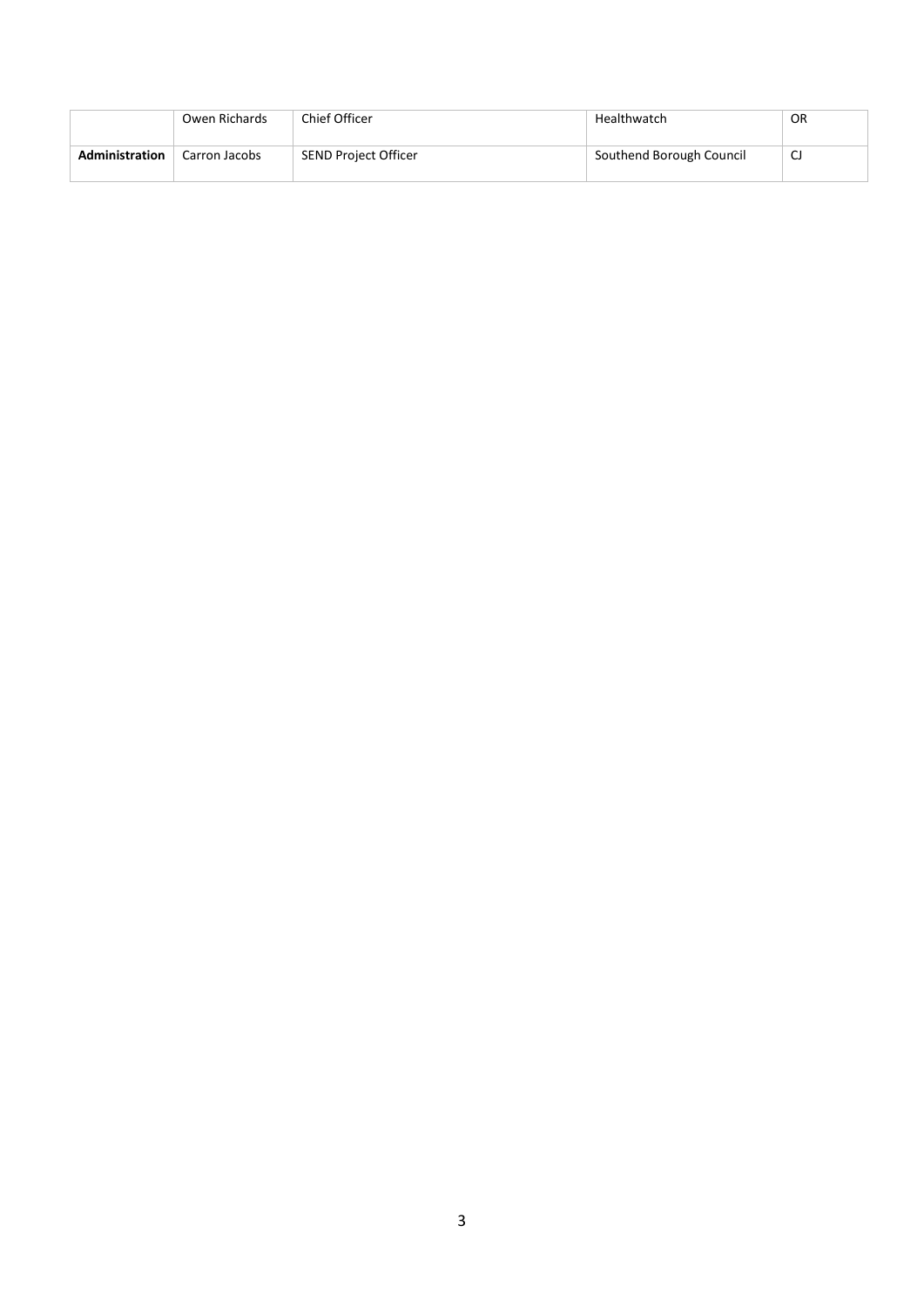| | | | | |
|---|---|---|---|---|
| | Owen Richards | Chief Officer | Healthwatch | OR |
| **Administration** | Carron Jacobs | SEND Project Officer | Southend Borough Council | CJ |